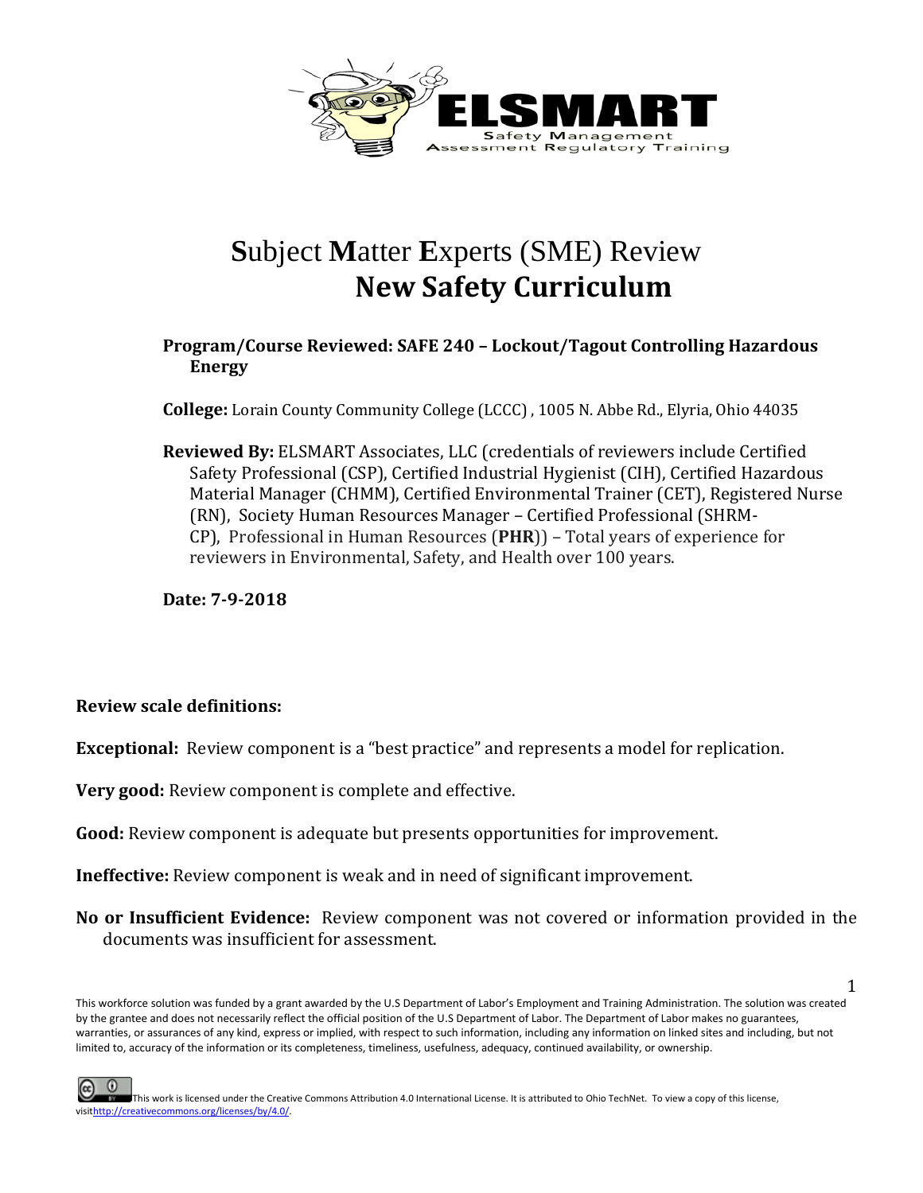ELSMART

Safety Management Assessment Regulatory Training

# Subject Matter Experts (SME) Review
# New Safety Curriculum

**Program/Course Reviewed: SAFE 240 – Lockout/Tagout Controlling Hazardous Energy**

**College:** Lorain County Community College (LCCC) , 1005 N. Abbe Rd., Elyria, Ohio 44035

**Reviewed By:** ELSMART Associates, LLC (credentials of reviewers include Certified Safety Professional (CSP), Certified Industrial Hygienist (CIH), Certified Hazardous Material Manager (CHMM), Certified Environmental Trainer (CET), Registered Nurse (RN), Society Human Resources Manager – Certified Professional (SHRM-CP), Professional in Human Resources (**PHR**)) – Total years of experience for reviewers in Environmental, Safety, and Health over 100 years.

**Date: 7-9-2018**

**Review scale definitions:**

**Exceptional:** Review component is a "best practice" and represents a model for replication.

**Very good:** Review component is complete and effective.

**Good:** Review component is adequate but presents opportunities for improvement.

**Ineffective:** Review component is weak and in need of significant improvement.

**No or Insufficient Evidence:** Review component was not covered or information provided in the documents was insufficient for assessment.

This workforce solution was funded by a grant awarded by the U.S Department of Labor's Employment and Training Administration. The solution was created by the grantee and does not necessarily reflect the official position of the U.S Department of Labor. The Department of Labor makes no guarantees, warranties, or assurances of any kind, express or implied, with respect to such information, including any information on linked sites and including, but not limited to, accuracy of the information or its completeness, timeliness, usefulness, adequacy, continued availability, or ownership.

This work is licensed under the Creative Commons Attribution 4.0 International License. It is attributed to Ohio TechNet. To view a copy of this license, visit http://creativecommons.org/licenses/by/4.0/.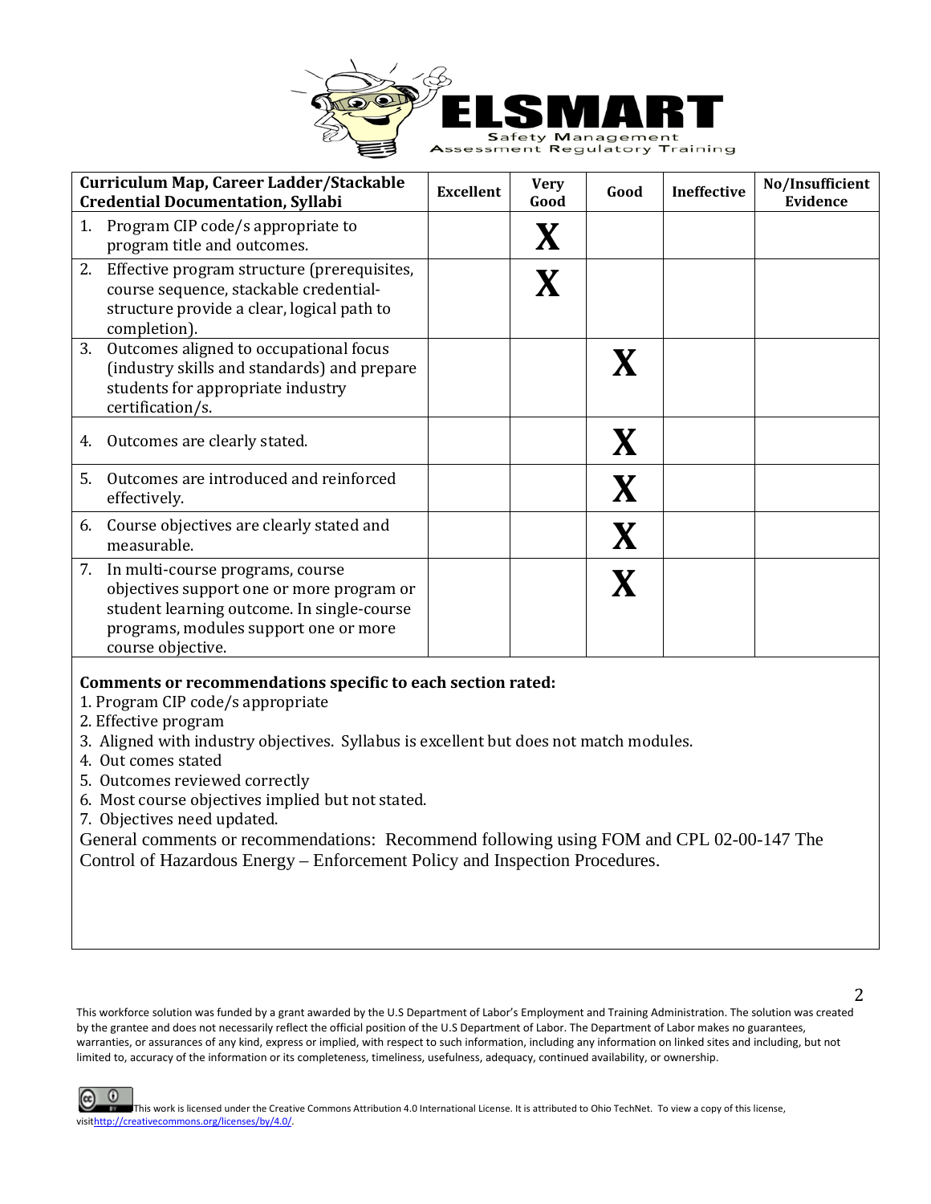| Curriculum Map, Career Ladder/Stackable Credential Documentation, Syllabi | Excellent | Very Good | Good | Ineffective | No/Insufficient Evidence |
|---|---|---|---|---|---|
| 1. Program CIP code/s appropriate to program title and outcomes. | | X | | | |
| 2. Effective program structure (prerequisites, course sequence, stackable credential-structure provide a clear, logical path to completion). | | X | | | |
| 3. Outcomes aligned to occupational focus (industry skills and standards) and prepare students for appropriate industry certification/s. | | | X | | |
| 4. Outcomes are clearly stated. | | | X | | |
| 5. Outcomes are introduced and reinforced effectively. | | | X | | |
| 6. Course objectives are clearly stated and measurable. | | | X | | |
| 7. In multi-course programs, course objectives support one or more program or student learning outcome. In single-course programs, modules support one or more course objective. | | | X | | |

**Comments or recommendations specific to each section rated:**

1. Program CIP code/s appropriate
2. Effective program
3. Aligned with industry objectives. Syllabus is excellent but does not match modules.
4. Out comes stated
5. Outcomes reviewed correctly
6. Most course objectives implied but not stated.
7. Objectives need updated.

General comments or recommendations: Recommend following using FOM and CPL 02-00-147 The Control of Hazardous Energy – Enforcement Policy and Inspection Procedures.

This workforce solution was funded by a grant awarded by the U.S Department of Labor's Employment and Training Administration. The solution was created by the grantee and does not necessarily reflect the official position of the U.S Department of Labor. The Department of Labor makes no guarantees, warranties, or assurances of any kind, express or implied, with respect to such information, including any information on linked sites and including, but not limited to, accuracy of the information or its completeness, timeliness, usefulness, adequacy, continued availability, or ownership.

This work is licensed under the Creative Commons Attribution 4.0 International License. It is attributed to Ohio TechNet. To view a copy of this license, visit http://creativecommons.org/licenses/by/4.0/.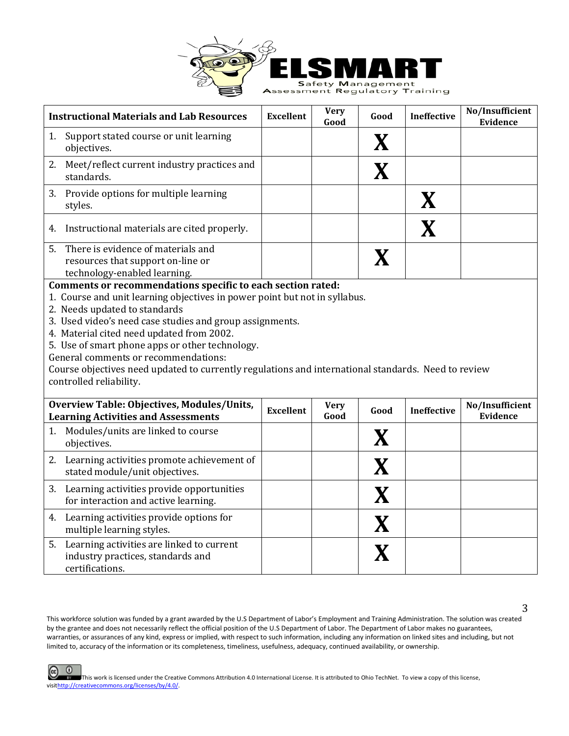| Instructional Materials and Lab Resources | Excellent | Very Good | Good | Ineffective | No/Insufficient Evidence |
|---|---|---|---|---|---|
| 1. Support stated course or unit learning objectives. | | | X | | |
| 2. Meet/reflect current industry practices and standards. | | | X | | |
| 3. Provide options for multiple learning styles. | | | | X | |
| 4. Instructional materials are cited properly. | | | | X | |
| 5. There is evidence of materials and resources that support on-line or technology-enabled learning. | | | X | | |

**Comments or recommendations specific to each section rated:**

1. Course and unit learning objectives in power point but not in syllabus.
2. Needs updated to standards
3. Used video's need case studies and group assignments.
4. Material cited need updated from 2002.
5. Use of smart phone apps or other technology.

General comments or recommendations:

Course objectives need updated to currently regulations and international standards. Need to review controlled reliability.

| Overview Table: Objectives, Modules/Units, Learning Activities and Assessments | Excellent | Very Good | Good | Ineffective | No/Insufficient Evidence |
|---|---|---|---|---|---|
| 1. Modules/units are linked to course objectives. | | | X | | |
| 2. Learning activities promote achievement of stated module/unit objectives. | | | X | | |
| 3. Learning activities provide opportunities for interaction and active learning. | | | X | | |
| 4. Learning activities provide options for multiple learning styles. | | | X | | |
| 5. Learning activities are linked to current industry practices, standards and certifications. | | | X | | |

This workforce solution was funded by a grant awarded by the U.S Department of Labor's Employment and Training Administration. The solution was created by the grantee and does not necessarily reflect the official position of the U.S Department of Labor. The Department of Labor makes no guarantees, warranties, or assurances of any kind, express or implied, with respect to such information, including any information on linked sites and including, but not limited to, accuracy of the information or its completeness, timeliness, usefulness, adequacy, continued availability, or ownership.

This work is licensed under the Creative Commons Attribution 4.0 International License. It is attributed to Ohio TechNet. To view a copy of this license, visit http://creativecommons.org/licenses/by/4.0/.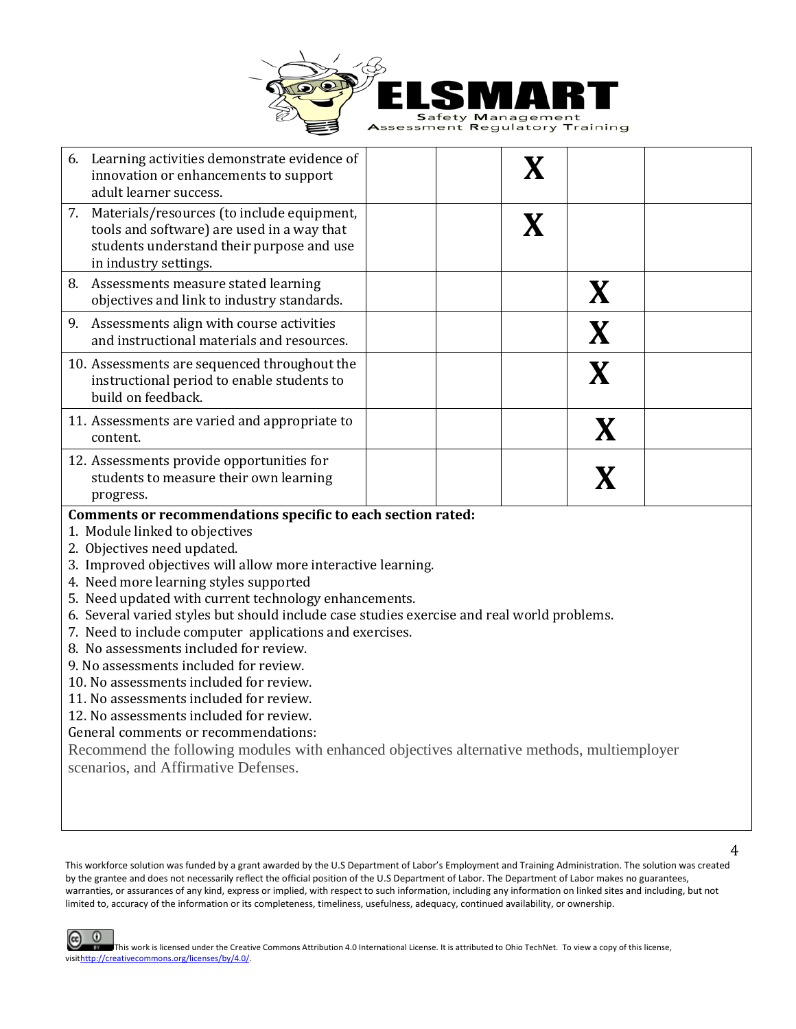| | | | | | |
|---|---|---|---|---|---|
| 6. Learning activities demonstrate evidence of innovation or enhancements to support adult learner success. | | | X | | |
| 7. Materials/resources (to include equipment, tools and software) are used in a way that students understand their purpose and use in industry settings. | | | X | | |
| 8. Assessments measure stated learning objectives and link to industry standards. | | | | X | |
| 9. Assessments align with course activities and instructional materials and resources. | | | | X | |
| 10. Assessments are sequenced throughout the instructional period to enable students to build on feedback. | | | | X | |
| 11. Assessments are varied and appropriate to content. | | | | X | |
| 12. Assessments provide opportunities for students to measure their own learning progress. | | | | X | |

**Comments or recommendations specific to each section rated:**

1. Module linked to objectives
2. Objectives need updated.
3. Improved objectives will allow more interactive learning.
4. Need more learning styles supported
5. Need updated with current technology enhancements.
6. Several varied styles but should include case studies exercise and real world problems.
7. Need to include computer applications and exercises.
8. No assessments included for review.
9. No assessments included for review.
10. No assessments included for review.
11. No assessments included for review.
12. No assessments included for review.

General comments or recommendations:

Recommend the following modules with enhanced objectives alternative methods, multiemployer scenarios, and Affirmative Defenses.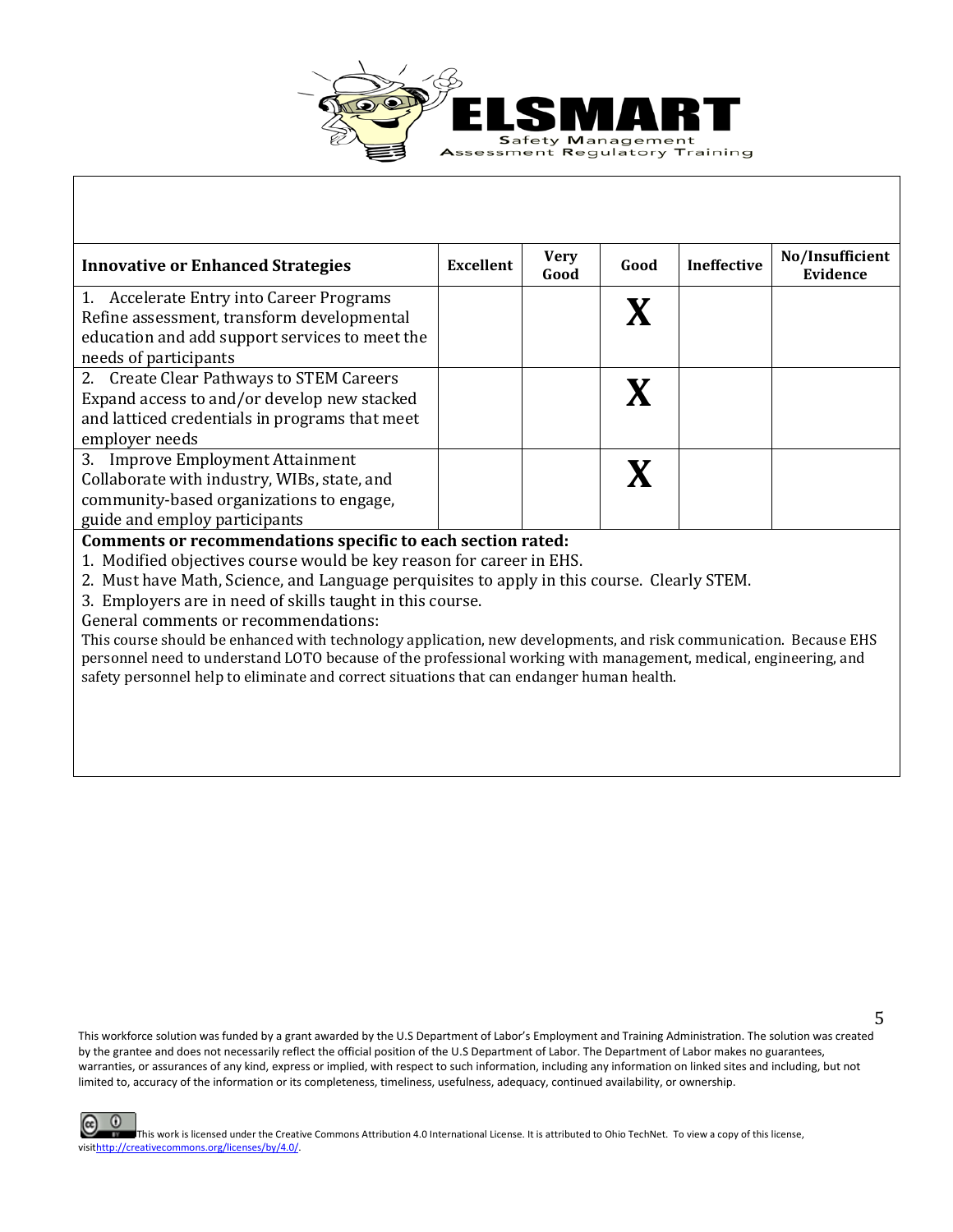| Innovative or Enhanced Strategies | Excellent | Very Good | Good | Ineffective | No/Insufficient Evidence |
|---|---|---|---|---|---|
| 1. Accelerate Entry into Career Programs Refine assessment, transform developmental education and add support services to meet the needs of participants | | | X | | |
| 2. Create Clear Pathways to STEM Careers Expand access to and/or develop new stacked and latticed credentials in programs that meet employer needs | | | X | | |
| 3. Improve Employment Attainment Collaborate with industry, WIBs, state, and community-based organizations to engage, guide and employ participants | | | X | | |

**Comments or recommendations specific to each section rated:**

1. Modified objectives course would be key reason for career in EHS.
2. Must have Math, Science, and Language perquisites to apply in this course. Clearly STEM.
3. Employers are in need of skills taught in this course.

General comments or recommendations:

This course should be enhanced with technology application, new developments, and risk communication. Because EHS personnel need to understand LOTO because of the professional working with management, medical, engineering, and safety personnel help to eliminate and correct situations that can endanger human health.

This workforce solution was funded by a grant awarded by the U.S Department of Labor's Employment and Training Administration. The solution was created by the grantee and does not necessarily reflect the official position of the U.S Department of Labor. The Department of Labor makes no guarantees, warranties, or assurances of any kind, express or implied, with respect to such information, including any information on linked sites and including, but not limited to, accuracy of the information or its completeness, timeliness, usefulness, adequacy, continued availability, or ownership.

This work is licensed under the Creative Commons Attribution 4.0 International License. It is attributed to Ohio TechNet. To view a copy of this license, visit http://creativecommons.org/licenses/by/4.0/.